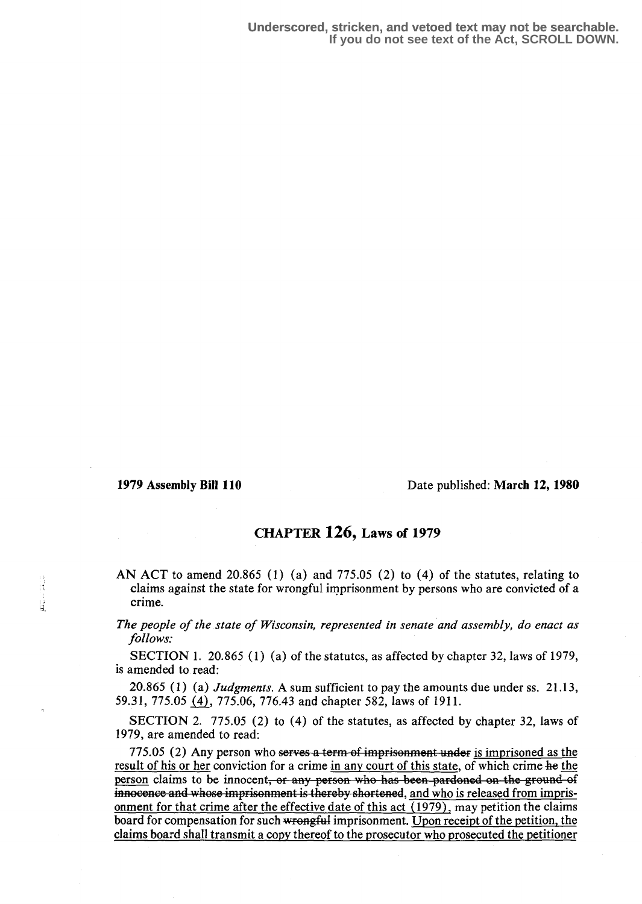Underscored, stricken, and vetoed text may not be searchable.
If you do not see text of the Act, SCROLL DOWN.

**1979 Assembly Bill 110** Date published: **March 12, 1980**

## CHAPTER 126, Laws of 1979

AN ACT to amend 20.865 (1) (a) and 775.05 (2) to (4) of the statutes, relating to claims against the state for wrongful imprisonment by persons who are convicted of a crime.

*The people of the state of Wisconsin, represented in senate and assembly, do enact as follows:*

SECTION 1. 20.865 (1) (a) of the statutes, as affected by chapter 32, laws of 1979, is amended to read:

20.865 (1) (a) *Judgments.* A sum sufficient to pay the amounts due under ss. 21.13, 59.31, 775.05 (4), 775.06, 776.43 and chapter 582, laws of 1911.

SECTION 2. 775.05 (2) to (4) of the statutes, as affected by chapter 32, laws of 1979, are amended to read:

775.05 (2) Any person who ~~serves a term of imprisonment under~~ is imprisoned as the result of his or her conviction for a crime in any court of this state, of which crime ~~he~~ the person claims to be innocent~~, or any person who has been pardoned on the ground of innocence and whose imprisonment is thereby shortened~~, and who is released from imprisonment for that crime after the effective date of this act (1979), may petition the claims board for compensation for such ~~wrongful~~ imprisonment. Upon receipt of the petition, the claims board shall transmit a copy thereof to the prosecutor who prosecuted the petitioner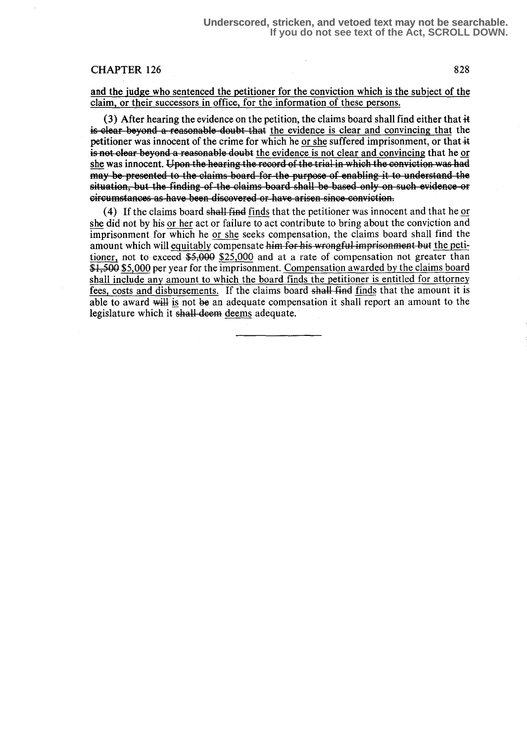<u>and the judge who sentenced the petitioner for the conviction which is the subject of the claim, or their successors in office, for the information of these persons.</u>

(3) After hearing the evidence on the petition, the claims board shall find either that ~~it is clear beyond a reasonable doubt that~~ <u>the evidence is clear and convincing that</u> the petitioner was innocent of the crime for which he <u>or she</u> suffered imprisonment, or that ~~it is not clear beyond a reasonable doubt~~ <u>the evidence is not clear and convincing</u> that he <u>or she</u> was innocent. ~~Upon the hearing the record of the trial in which the conviction was had may be presented to the claims board for the purpose of enabling it to understand the situation, but the finding of the claims board shall be based only on such evidence or circumstances as have been discovered or have arisen since conviction.~~

(4) If the claims board ~~shall find~~ <u>finds</u> that the petitioner was innocent and that he <u>or she</u> did not by his <u>or her</u> act or failure to act contribute to bring about the conviction and imprisonment for which he <u>or she</u> seeks compensation, the claims board shall find the amount which will <u>equitably</u> compensate ~~him for his wrongful imprisonment but~~ <u>the petitioner,</u> not to exceed ~~$5,000~~ <u>$25,000</u> and at a rate of compensation not greater than ~~$1,500~~ <u>$5,000</u> per year for the imprisonment. <u>Compensation awarded by the claims board shall include any amount to which the board finds the petitioner is entitled for attorney fees, costs and disbursements.</u> If the claims board ~~shall find~~ <u>finds</u> that the amount it is able to award ~~will~~ <u>is</u> not ~~be~~ an adequate compensation it shall report an amount to the legislature which it ~~shall deem~~ <u>deems</u> adequate.